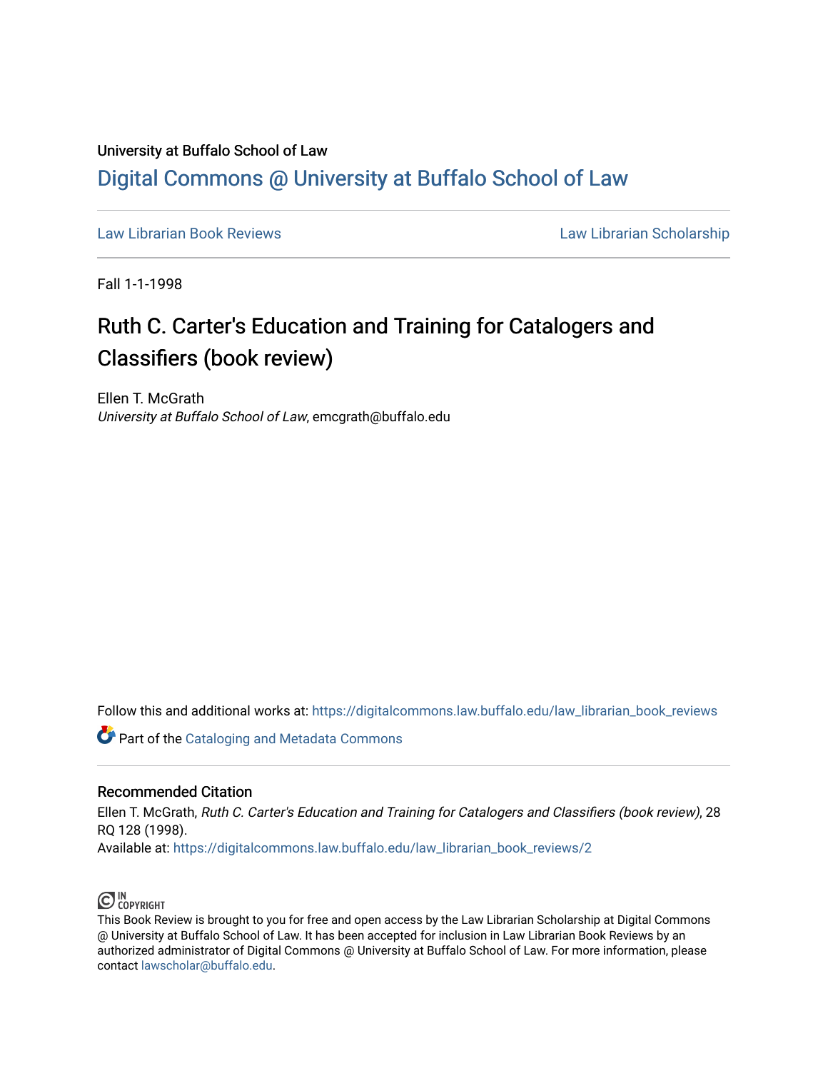University at Buffalo School of Law

# Digital Commons @ University at Buffalo School of Law

Law Librarian Book Reviews | Law Librarian Scholarship

Fall 1-1-1998

## Ruth C. Carter's Education and Training for Catalogers and Classifiers (book review)

Ellen T. McGrath
*University at Buffalo School of Law*, emcgrath@buffalo.edu

Follow this and additional works at: https://digitalcommons.law.buffalo.edu/law_librarian_book_reviews

Part of the Cataloging and Metadata Commons

### Recommended Citation

Ellen T. McGrath, *Ruth C. Carter's Education and Training for Catalogers and Classifiers (book review)*, 28 RQ 128 (1998).
Available at: https://digitalcommons.law.buffalo.edu/law_librarian_book_reviews/2

IN COPYRIGHT

This Book Review is brought to you for free and open access by the Law Librarian Scholarship at Digital Commons @ University at Buffalo School of Law. It has been accepted for inclusion in Law Librarian Book Reviews by an authorized administrator of Digital Commons @ University at Buffalo School of Law. For more information, please contact lawscholar@buffalo.edu.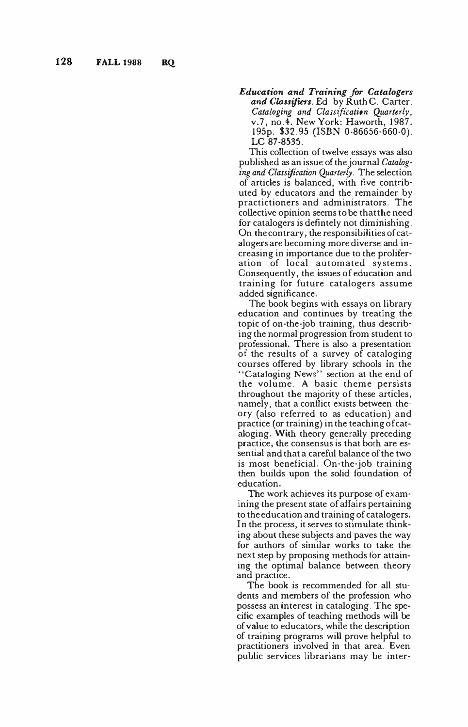***Education and Training for Catalogers and Classifiers.*** Ed. by Ruth C. Carter. *Cataloging and Classification Quarterly*, v.7, no.4. New York: Haworth, 1987. 195p. $32.95 (ISBN 0-86656-660-0). LC 87-8535.

This collection of twelve essays was also published as an issue of the journal *Cataloging and Classification Quarterly*. The selection of articles is balanced, with five contributed by educators and the remainder by practictioners and administrators. The collective opinion seems to be that the need for catalogers is defintely not diminishing. On the contrary, the responsibilities of catalogers are becoming more diverse and increasing in importance due to the proliferation of local automated systems. Consequently, the issues of education and training for future catalogers assume added significance.

The book begins with essays on library education and continues by treating the topic of on-the-job training, thus describing the normal progression from student to professional. There is also a presentation of the results of a survey of cataloging courses offered by library schools in the "Cataloging News" section at the end of the volume. A basic theme persists throughout the majority of these articles, namely, that a conflict exists between theory (also referred to as education) and practice (or training) in the teaching of cataloging. With theory generally preceding practice, the consensus is that both are essential and that a careful balance of the two is most beneficial. On-the-job training then builds upon the solid foundation of education.

The work achieves its purpose of examining the present state of affairs pertaining to the education and training of catalogers. In the process, it serves to stimulate thinking about these subjects and paves the way for authors of similar works to take the next step by proposing methods for attaining the optimal balance between theory and practice.

The book is recommended for all students and members of the profession who possess an interest in cataloging. The specific examples of teaching methods will be of value to educators, while the description of training programs will prove helpful to practitioners involved in that area. Even public services librarians may be inter-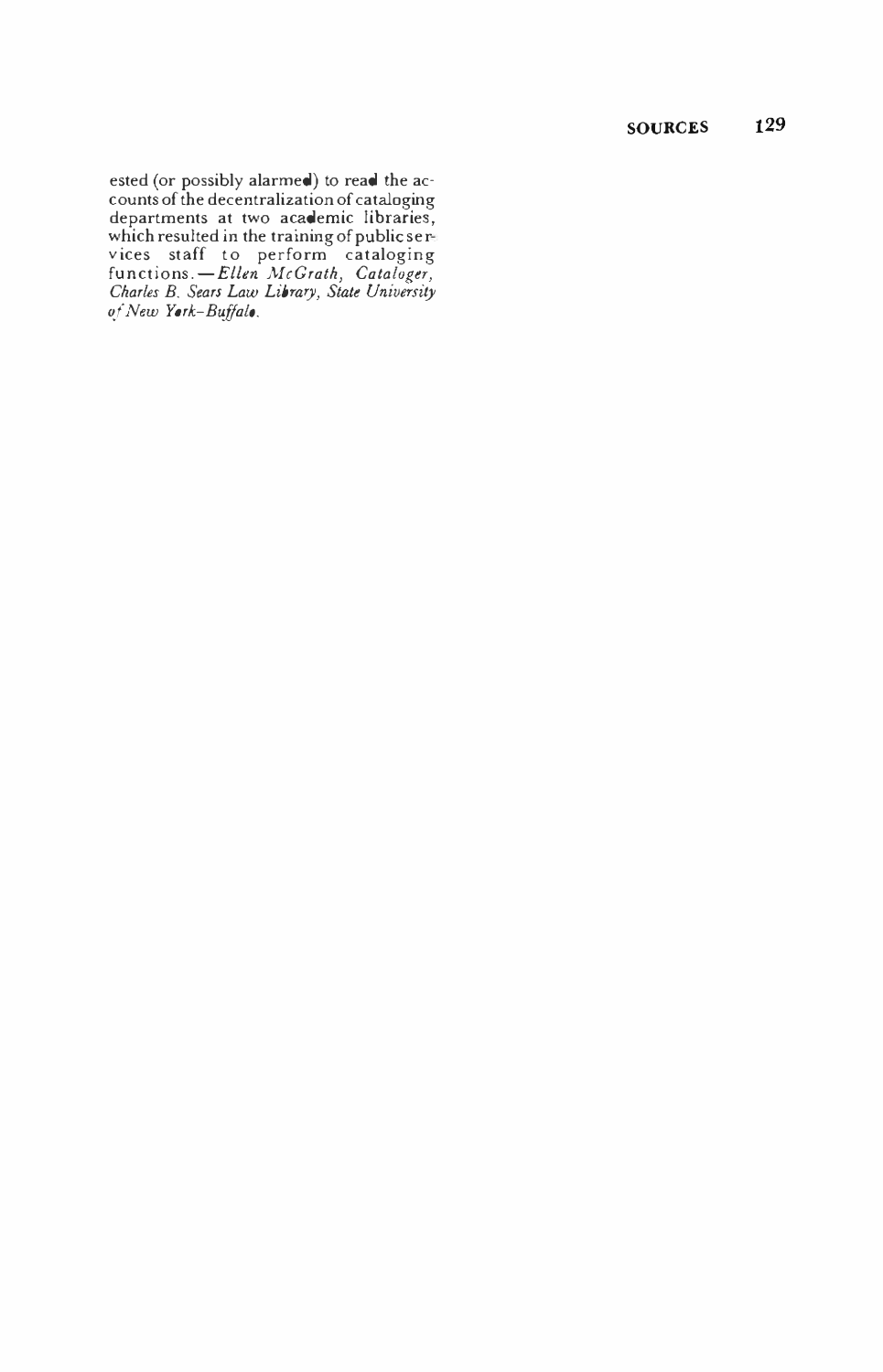ested (or possibly alarmed) to read the accounts of the decentralization of cataloging departments at two academic libraries, which resulted in the training of public services staff to perform cataloging functions.—*Ellen McGrath, Cataloger, Charles B. Sears Law Library, State University of New York–Buffalo.*